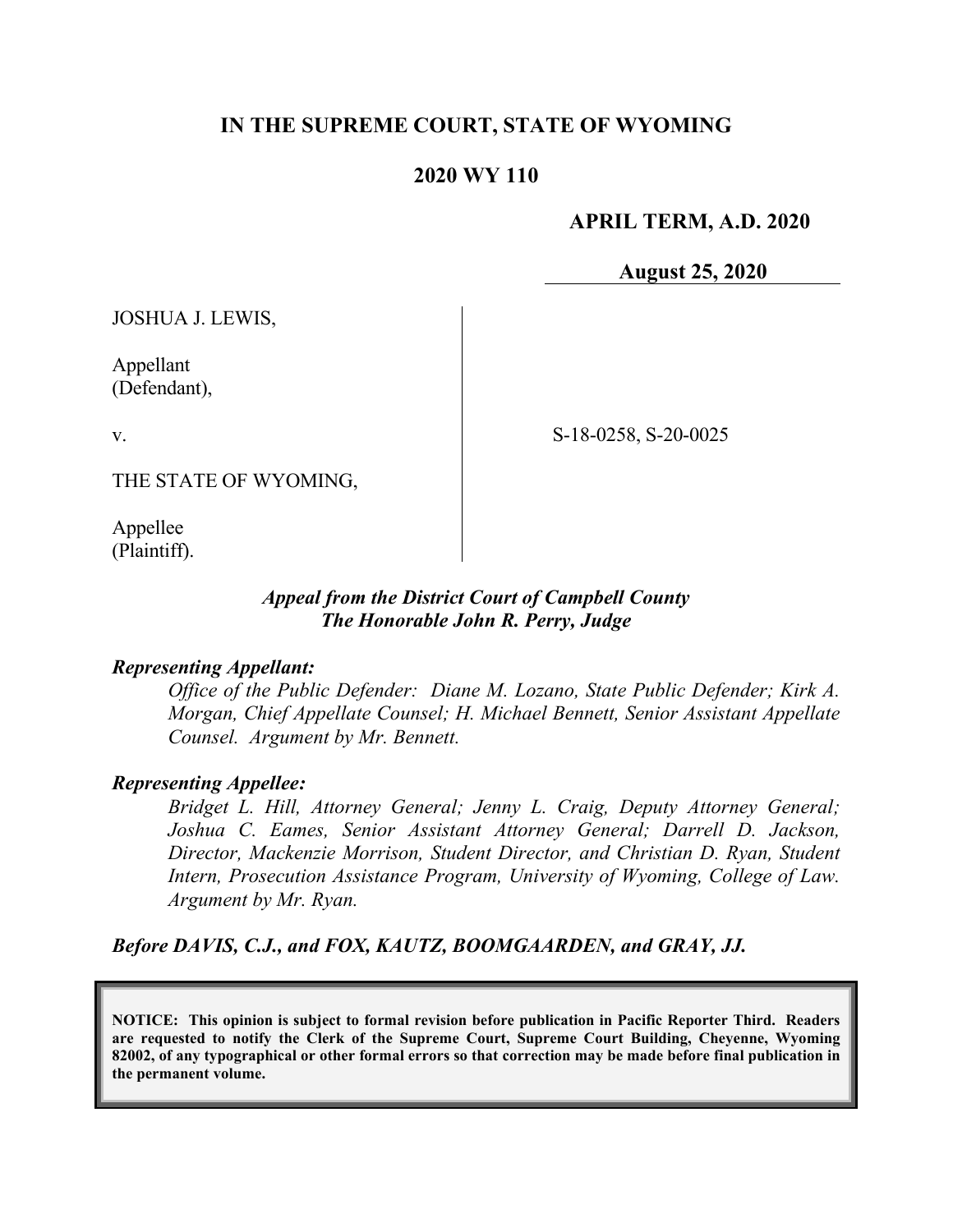# IN THE SUPREME COURT, STATE OF WYOMING

## 2020 WY 110

**APRIL TERM, A.D. 2020**

**August 25, 2020**

JOSHUA J. LEWIS,

Appellant
(Defendant),

v.

S-18-0258, S-20-0025

THE STATE OF WYOMING,

Appellee
(Plaintiff).

***Appeal from the District Court of Campbell County***
***The Honorable John R. Perry, Judge***

***Representing Appellant:***

*Office of the Public Defender: Diane M. Lozano, State Public Defender; Kirk A. Morgan, Chief Appellate Counsel; H. Michael Bennett, Senior Assistant Appellate Counsel. Argument by Mr. Bennett.*

***Representing Appellee:***

*Bridget L. Hill, Attorney General; Jenny L. Craig, Deputy Attorney General; Joshua C. Eames, Senior Assistant Attorney General; Darrell D. Jackson, Director, Mackenzie Morrison, Student Director, and Christian D. Ryan, Student Intern, Prosecution Assistance Program, University of Wyoming, College of Law. Argument by Mr. Ryan.*

***Before DAVIS, C.J., and FOX, KAUTZ, BOOMGAARDEN, and GRAY, JJ.***

**NOTICE: This opinion is subject to formal revision before publication in Pacific Reporter Third. Readers are requested to notify the Clerk of the Supreme Court, Supreme Court Building, Cheyenne, Wyoming 82002, of any typographical or other formal errors so that correction may be made before final publication in the permanent volume.**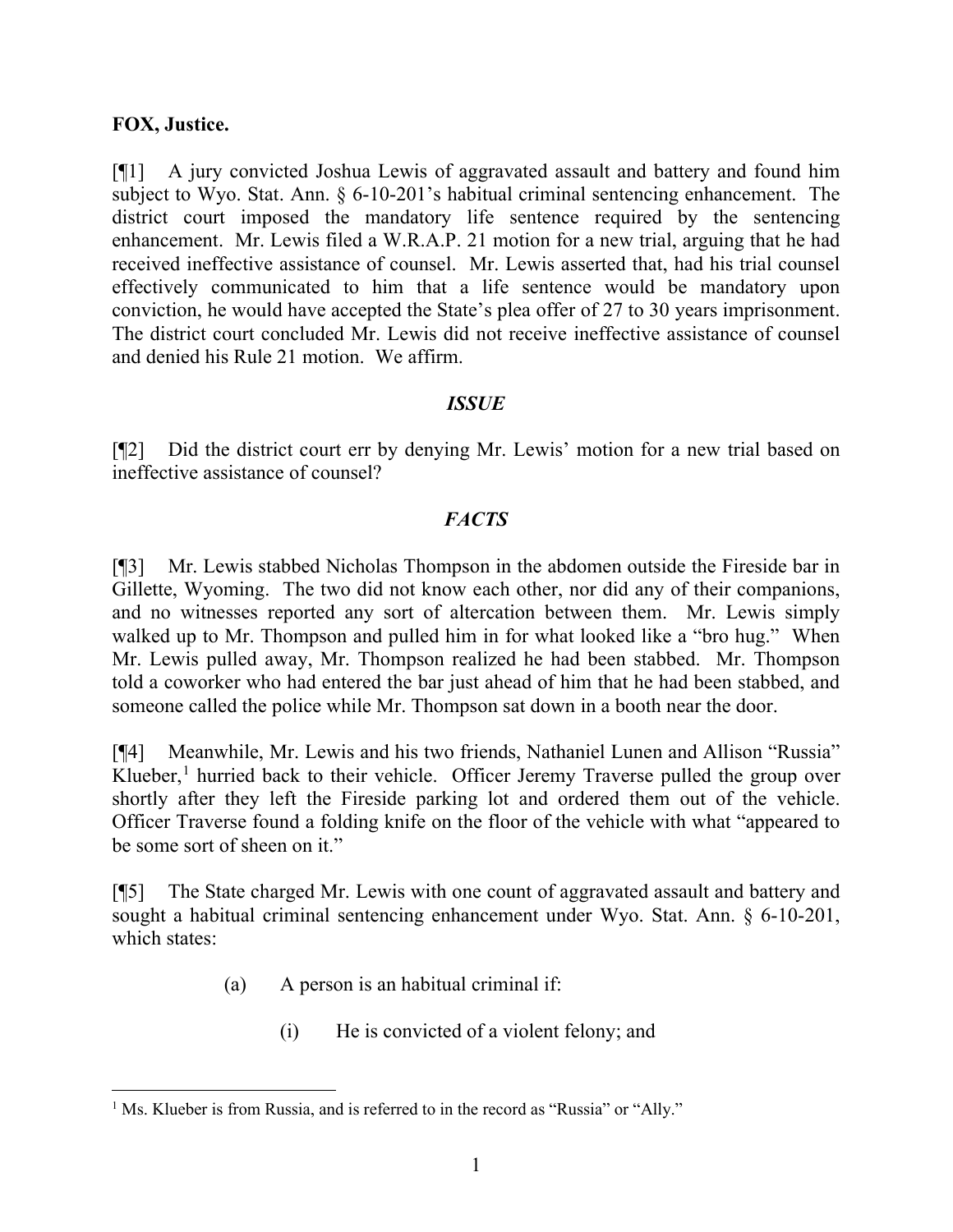**FOX, Justice.**

[¶1] A jury convicted Joshua Lewis of aggravated assault and battery and found him subject to Wyo. Stat. Ann. § 6-10-201's habitual criminal sentencing enhancement. The district court imposed the mandatory life sentence required by the sentencing enhancement. Mr. Lewis filed a W.R.A.P. 21 motion for a new trial, arguing that he had received ineffective assistance of counsel. Mr. Lewis asserted that, had his trial counsel effectively communicated to him that a life sentence would be mandatory upon conviction, he would have accepted the State's plea offer of 27 to 30 years imprisonment. The district court concluded Mr. Lewis did not receive ineffective assistance of counsel and denied his Rule 21 motion. We affirm.

## *ISSUE*

[¶2] Did the district court err by denying Mr. Lewis' motion for a new trial based on ineffective assistance of counsel?

## *FACTS*

[¶3] Mr. Lewis stabbed Nicholas Thompson in the abdomen outside the Fireside bar in Gillette, Wyoming. The two did not know each other, nor did any of their companions, and no witnesses reported any sort of altercation between them. Mr. Lewis simply walked up to Mr. Thompson and pulled him in for what looked like a "bro hug." When Mr. Lewis pulled away, Mr. Thompson realized he had been stabbed. Mr. Thompson told a coworker who had entered the bar just ahead of him that he had been stabbed, and someone called the police while Mr. Thompson sat down in a booth near the door.

[¶4] Meanwhile, Mr. Lewis and his two friends, Nathaniel Lunen and Allison "Russia" Klueber,[1] hurried back to their vehicle. Officer Jeremy Traverse pulled the group over shortly after they left the Fireside parking lot and ordered them out of the vehicle. Officer Traverse found a folding knife on the floor of the vehicle with what "appeared to be some sort of sheen on it."

[¶5] The State charged Mr. Lewis with one count of aggravated assault and battery and sought a habitual criminal sentencing enhancement under Wyo. Stat. Ann. § 6-10-201, which states:

> (a) A person is an habitual criminal if:
>
> > (i) He is convicted of a violent felony; and

---

[1] Ms. Klueber is from Russia, and is referred to in the record as "Russia" or "Ally."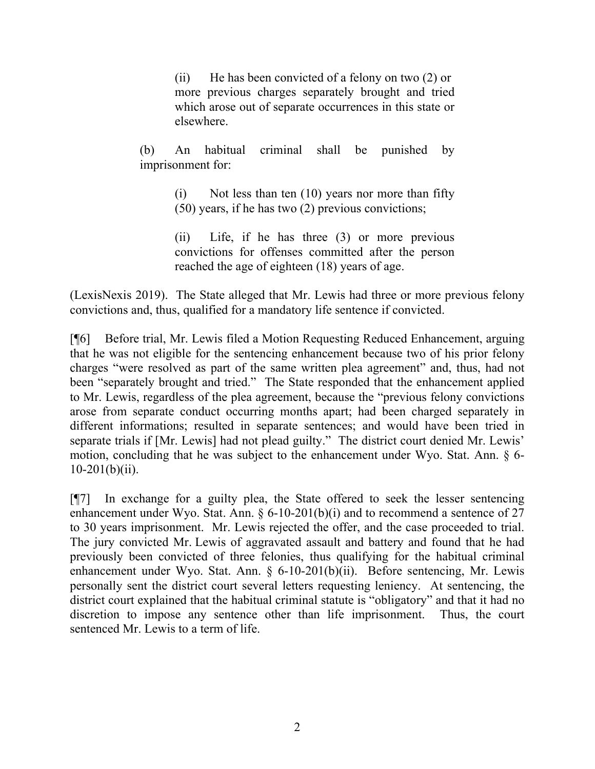> (ii) He has been convicted of a felony on two (2) or more previous charges separately brought and tried which arose out of separate occurrences in this state or elsewhere.
>
> (b) An habitual criminal shall be punished by imprisonment for:
>
> > (i) Not less than ten (10) years nor more than fifty (50) years, if he has two (2) previous convictions;
> >
> > (ii) Life, if he has three (3) or more previous convictions for offenses committed after the person reached the age of eighteen (18) years of age.

(LexisNexis 2019). The State alleged that Mr. Lewis had three or more previous felony convictions and, thus, qualified for a mandatory life sentence if convicted.

[¶6] Before trial, Mr. Lewis filed a Motion Requesting Reduced Enhancement, arguing that he was not eligible for the sentencing enhancement because two of his prior felony charges "were resolved as part of the same written plea agreement" and, thus, had not been "separately brought and tried." The State responded that the enhancement applied to Mr. Lewis, regardless of the plea agreement, because the "previous felony convictions arose from separate conduct occurring months apart; had been charged separately in different informations; resulted in separate sentences; and would have been tried in separate trials if [Mr. Lewis] had not plead guilty." The district court denied Mr. Lewis' motion, concluding that he was subject to the enhancement under Wyo. Stat. Ann. § 6-10-201(b)(ii).

[¶7] In exchange for a guilty plea, the State offered to seek the lesser sentencing enhancement under Wyo. Stat. Ann. § 6-10-201(b)(i) and to recommend a sentence of 27 to 30 years imprisonment. Mr. Lewis rejected the offer, and the case proceeded to trial. The jury convicted Mr. Lewis of aggravated assault and battery and found that he had previously been convicted of three felonies, thus qualifying for the habitual criminal enhancement under Wyo. Stat. Ann. § 6-10-201(b)(ii). Before sentencing, Mr. Lewis personally sent the district court several letters requesting leniency. At sentencing, the district court explained that the habitual criminal statute is "obligatory" and that it had no discretion to impose any sentence other than life imprisonment. Thus, the court sentenced Mr. Lewis to a term of life.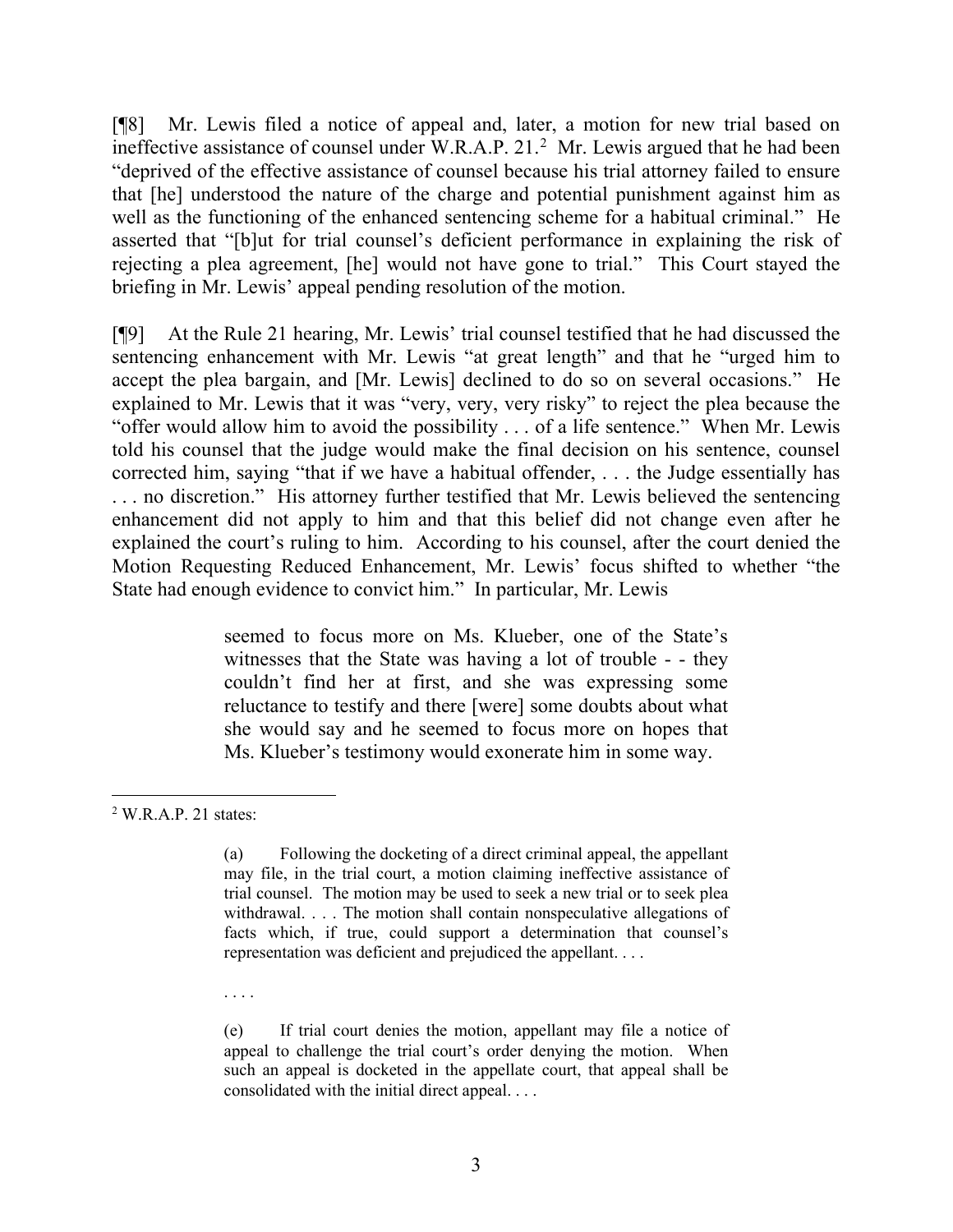[¶8] Mr. Lewis filed a notice of appeal and, later, a motion for new trial based on ineffective assistance of counsel under W.R.A.P. 21.[2] Mr. Lewis argued that he had been "deprived of the effective assistance of counsel because his trial attorney failed to ensure that [he] understood the nature of the charge and potential punishment against him as well as the functioning of the enhanced sentencing scheme for a habitual criminal." He asserted that "[b]ut for trial counsel's deficient performance in explaining the risk of rejecting a plea agreement, [he] would not have gone to trial." This Court stayed the briefing in Mr. Lewis' appeal pending resolution of the motion.

[¶9] At the Rule 21 hearing, Mr. Lewis' trial counsel testified that he had discussed the sentencing enhancement with Mr. Lewis "at great length" and that he "urged him to accept the plea bargain, and [Mr. Lewis] declined to do so on several occasions." He explained to Mr. Lewis that it was "very, very, very risky" to reject the plea because the "offer would allow him to avoid the possibility . . . of a life sentence." When Mr. Lewis told his counsel that the judge would make the final decision on his sentence, counsel corrected him, saying "that if we have a habitual offender, . . . the Judge essentially has . . . no discretion." His attorney further testified that Mr. Lewis believed the sentencing enhancement did not apply to him and that this belief did not change even after he explained the court's ruling to him. According to his counsel, after the court denied the Motion Requesting Reduced Enhancement, Mr. Lewis' focus shifted to whether "the State had enough evidence to convict him." In particular, Mr. Lewis

> seemed to focus more on Ms. Klueber, one of the State's witnesses that the State was having a lot of trouble - - they couldn't find her at first, and she was expressing some reluctance to testify and there [were] some doubts about what she would say and he seemed to focus more on hopes that Ms. Klueber's testimony would exonerate him in some way.

---

[2] W.R.A.P. 21 states:

> (a) Following the docketing of a direct criminal appeal, the appellant may file, in the trial court, a motion claiming ineffective assistance of trial counsel. The motion may be used to seek a new trial or to seek plea withdrawal. . . . The motion shall contain nonspeculative allegations of facts which, if true, could support a determination that counsel's representation was deficient and prejudiced the appellant. . . .
>
> . . . .
>
> (e) If trial court denies the motion, appellant may file a notice of appeal to challenge the trial court's order denying the motion. When such an appeal is docketed in the appellate court, that appeal shall be consolidated with the initial direct appeal. . . .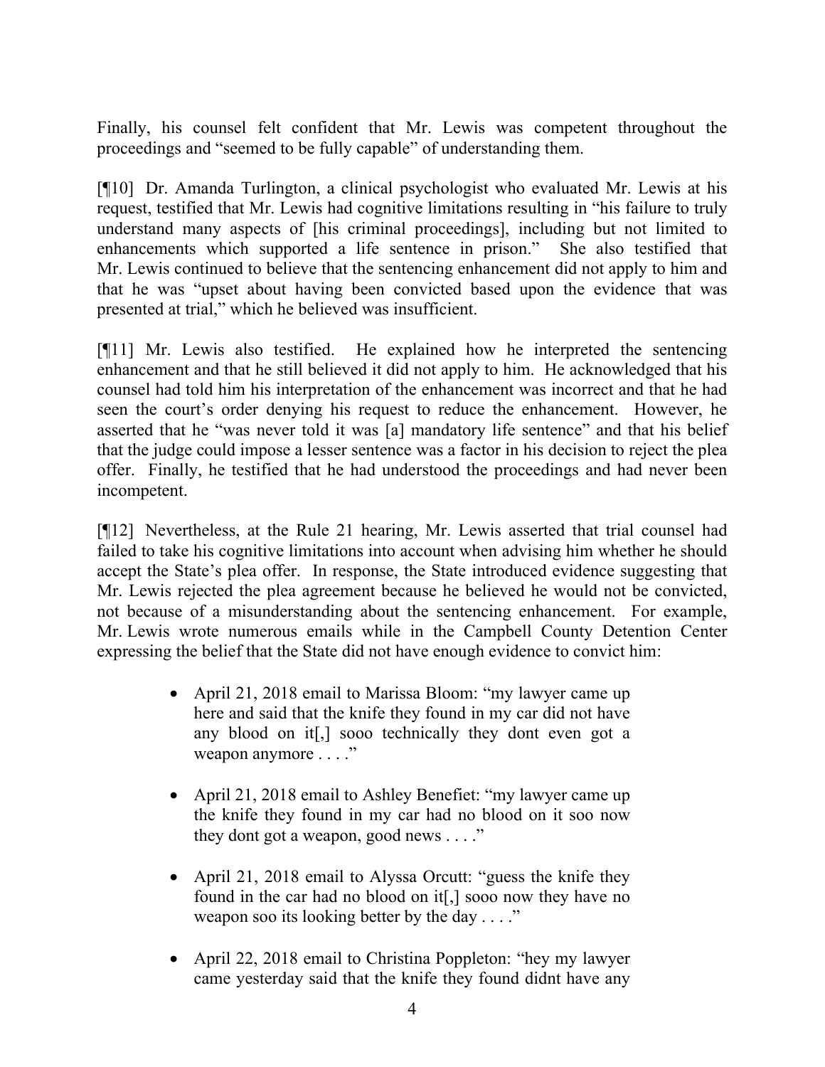Finally, his counsel felt confident that Mr. Lewis was competent throughout the proceedings and "seemed to be fully capable" of understanding them.

[¶10] Dr. Amanda Turlington, a clinical psychologist who evaluated Mr. Lewis at his request, testified that Mr. Lewis had cognitive limitations resulting in "his failure to truly understand many aspects of [his criminal proceedings], including but not limited to enhancements which supported a life sentence in prison." She also testified that Mr. Lewis continued to believe that the sentencing enhancement did not apply to him and that he was "upset about having been convicted based upon the evidence that was presented at trial," which he believed was insufficient.

[¶11] Mr. Lewis also testified. He explained how he interpreted the sentencing enhancement and that he still believed it did not apply to him. He acknowledged that his counsel had told him his interpretation of the enhancement was incorrect and that he had seen the court's order denying his request to reduce the enhancement. However, he asserted that he "was never told it was [a] mandatory life sentence" and that his belief that the judge could impose a lesser sentence was a factor in his decision to reject the plea offer. Finally, he testified that he had understood the proceedings and had never been incompetent.

[¶12] Nevertheless, at the Rule 21 hearing, Mr. Lewis asserted that trial counsel had failed to take his cognitive limitations into account when advising him whether he should accept the State's plea offer. In response, the State introduced evidence suggesting that Mr. Lewis rejected the plea agreement because he believed he would not be convicted, not because of a misunderstanding about the sentencing enhancement. For example, Mr. Lewis wrote numerous emails while in the Campbell County Detention Center expressing the belief that the State did not have enough evidence to convict him:

- April 21, 2018 email to Marissa Bloom: "my lawyer came up here and said that the knife they found in my car did not have any blood on it[,] sooo technically they dont even got a weapon anymore . . . ."

- April 21, 2018 email to Ashley Benefiet: "my lawyer came up the knife they found in my car had no blood on it soo now they dont got a weapon, good news . . . ."

- April 21, 2018 email to Alyssa Orcutt: "guess the knife they found in the car had no blood on it[,] sooo now they have no weapon soo its looking better by the day . . . ."

- April 22, 2018 email to Christina Poppleton: "hey my lawyer came yesterday said that the knife they found didnt have any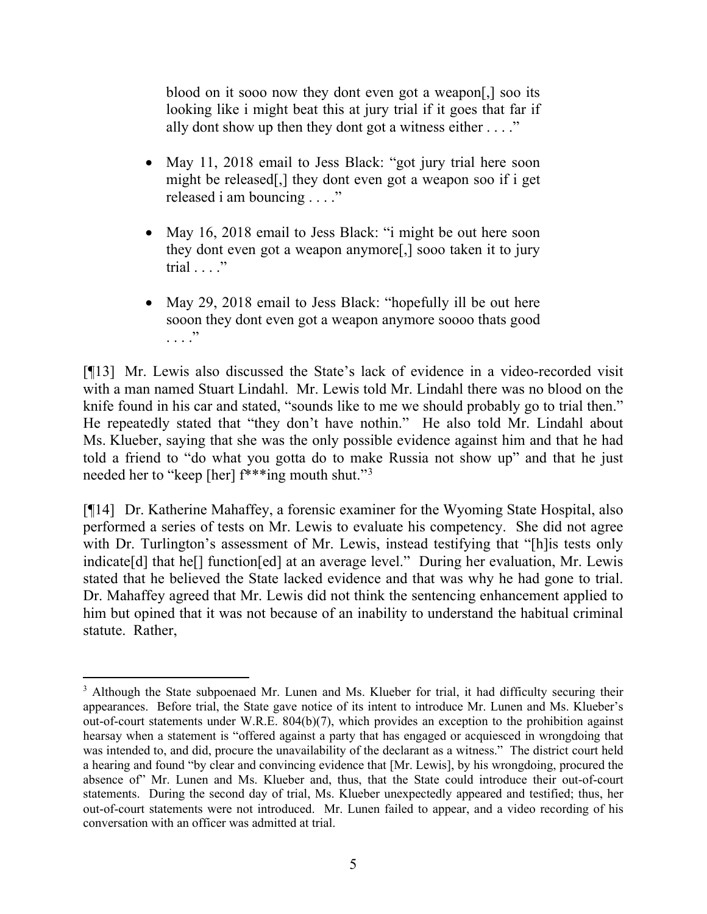blood on it sooo now they dont even got a weapon[,] soo its looking like i might beat this at jury trial if it goes that far if ally dont show up then they dont got a witness either . . . ."

- May 11, 2018 email to Jess Black: "got jury trial here soon might be released[,] they dont even got a weapon soo if i get released i am bouncing . . . ."

- May 16, 2018 email to Jess Black: "i might be out here soon they dont even got a weapon anymore[,] sooo taken it to jury trial . . . ."

- May 29, 2018 email to Jess Black: "hopefully ill be out here sooon they dont even got a weapon anymore soooo thats good . . . ."

[¶13] Mr. Lewis also discussed the State's lack of evidence in a video-recorded visit with a man named Stuart Lindahl. Mr. Lewis told Mr. Lindahl there was no blood on the knife found in his car and stated, "sounds like to me we should probably go to trial then." He repeatedly stated that "they don't have nothin." He also told Mr. Lindahl about Ms. Klueber, saying that she was the only possible evidence against him and that he had told a friend to "do what you gotta do to make Russia not show up" and that he just needed her to "keep [her] f***ing mouth shut."[3]

[¶14] Dr. Katherine Mahaffey, a forensic examiner for the Wyoming State Hospital, also performed a series of tests on Mr. Lewis to evaluate his competency. She did not agree with Dr. Turlington's assessment of Mr. Lewis, instead testifying that "[h]is tests only indicate[d] that he[] function[ed] at an average level." During her evaluation, Mr. Lewis stated that he believed the State lacked evidence and that was why he had gone to trial. Dr. Mahaffey agreed that Mr. Lewis did not think the sentencing enhancement applied to him but opined that it was not because of an inability to understand the habitual criminal statute. Rather,

[3] Although the State subpoenaed Mr. Lunen and Ms. Klueber for trial, it had difficulty securing their appearances. Before trial, the State gave notice of its intent to introduce Mr. Lunen and Ms. Klueber's out-of-court statements under W.R.E. 804(b)(7), which provides an exception to the prohibition against hearsay when a statement is "offered against a party that has engaged or acquiesced in wrongdoing that was intended to, and did, procure the unavailability of the declarant as a witness." The district court held a hearing and found "by clear and convincing evidence that [Mr. Lewis], by his wrongdoing, procured the absence of" Mr. Lunen and Ms. Klueber and, thus, that the State could introduce their out-of-court statements. During the second day of trial, Ms. Klueber unexpectedly appeared and testified; thus, her out-of-court statements were not introduced. Mr. Lunen failed to appear, and a video recording of his conversation with an officer was admitted at trial.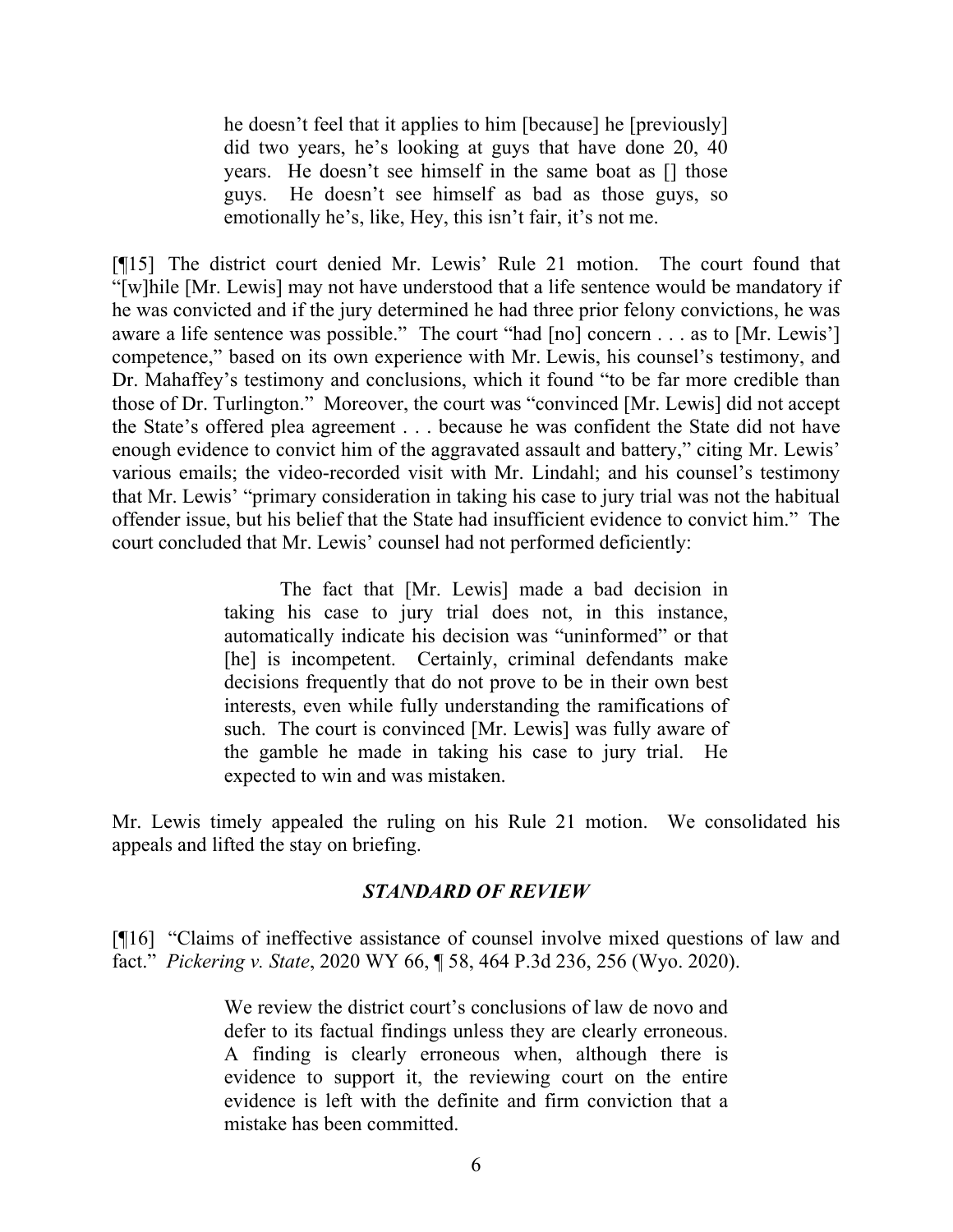> he doesn't feel that it applies to him [because] he [previously] did two years, he's looking at guys that have done 20, 40 years. He doesn't see himself in the same boat as [] those guys. He doesn't see himself as bad as those guys, so emotionally he's, like, Hey, this isn't fair, it's not me.

[¶15] The district court denied Mr. Lewis' Rule 21 motion. The court found that "[w]hile [Mr. Lewis] may not have understood that a life sentence would be mandatory if he was convicted and if the jury determined he had three prior felony convictions, he was aware a life sentence was possible." The court "had [no] concern . . . as to [Mr. Lewis'] competence," based on its own experience with Mr. Lewis, his counsel's testimony, and Dr. Mahaffey's testimony and conclusions, which it found "to be far more credible than those of Dr. Turlington." Moreover, the court was "convinced [Mr. Lewis] did not accept the State's offered plea agreement . . . because he was confident the State did not have enough evidence to convict him of the aggravated assault and battery," citing Mr. Lewis' various emails; the video-recorded visit with Mr. Lindahl; and his counsel's testimony that Mr. Lewis' "primary consideration in taking his case to jury trial was not the habitual offender issue, but his belief that the State had insufficient evidence to convict him." The court concluded that Mr. Lewis' counsel had not performed deficiently:

> The fact that [Mr. Lewis] made a bad decision in taking his case to jury trial does not, in this instance, automatically indicate his decision was "uninformed" or that [he] is incompetent. Certainly, criminal defendants make decisions frequently that do not prove to be in their own best interests, even while fully understanding the ramifications of such. The court is convinced [Mr. Lewis] was fully aware of the gamble he made in taking his case to jury trial. He expected to win and was mistaken.

Mr. Lewis timely appealed the ruling on his Rule 21 motion. We consolidated his appeals and lifted the stay on briefing.

## *STANDARD OF REVIEW*

[¶16] "Claims of ineffective assistance of counsel involve mixed questions of law and fact." *Pickering v. State*, 2020 WY 66, ¶ 58, 464 P.3d 236, 256 (Wyo. 2020).

> We review the district court's conclusions of law de novo and defer to its factual findings unless they are clearly erroneous. A finding is clearly erroneous when, although there is evidence to support it, the reviewing court on the entire evidence is left with the definite and firm conviction that a mistake has been committed.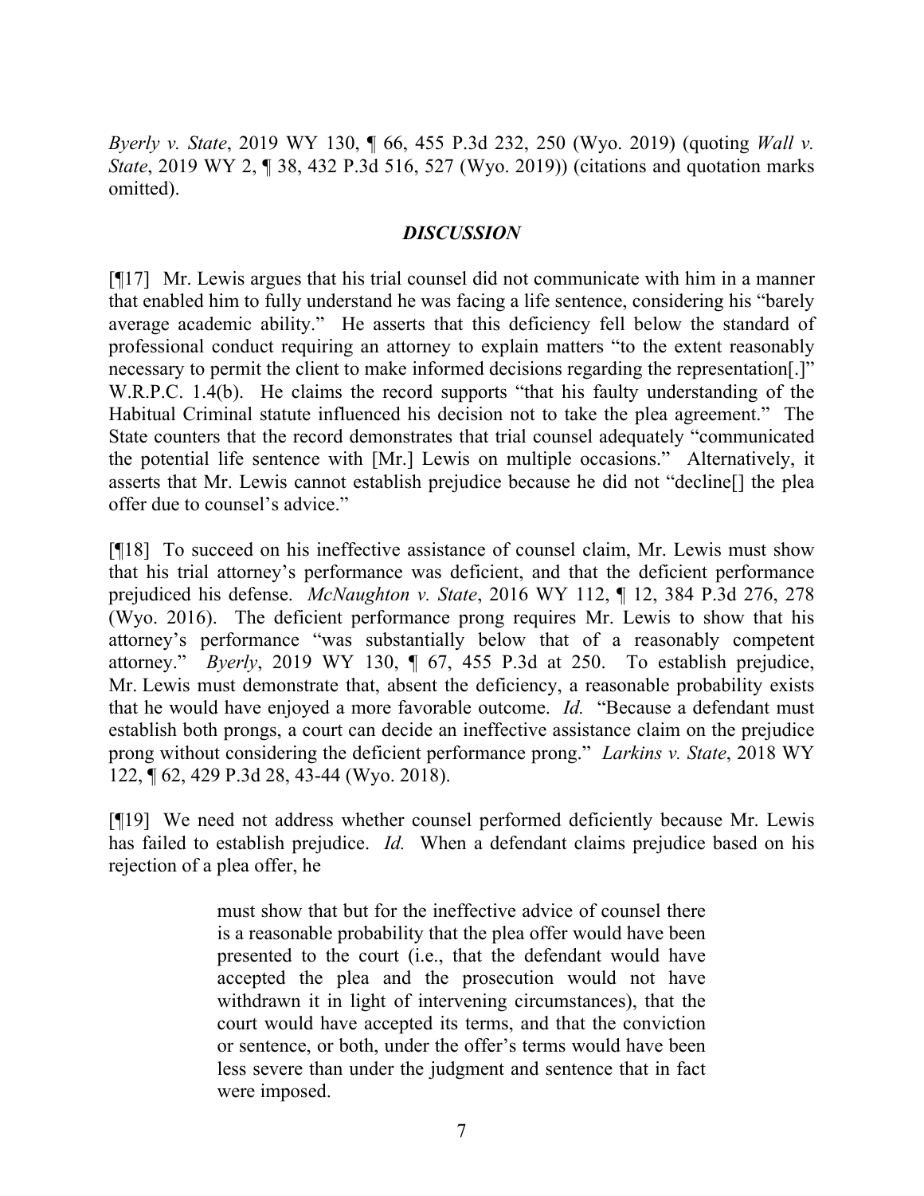*Byerly v. State*, 2019 WY 130, ¶ 66, 455 P.3d 232, 250 (Wyo. 2019) (quoting *Wall v. State*, 2019 WY 2, ¶ 38, 432 P.3d 516, 527 (Wyo. 2019)) (citations and quotation marks omitted).

## *DISCUSSION*

[¶17] Mr. Lewis argues that his trial counsel did not communicate with him in a manner that enabled him to fully understand he was facing a life sentence, considering his "barely average academic ability." He asserts that this deficiency fell below the standard of professional conduct requiring an attorney to explain matters "to the extent reasonably necessary to permit the client to make informed decisions regarding the representation[.]" W.R.P.C. 1.4(b). He claims the record supports "that his faulty understanding of the Habitual Criminal statute influenced his decision not to take the plea agreement." The State counters that the record demonstrates that trial counsel adequately "communicated the potential life sentence with [Mr.] Lewis on multiple occasions." Alternatively, it asserts that Mr. Lewis cannot establish prejudice because he did not "decline[] the plea offer due to counsel's advice."

[¶18] To succeed on his ineffective assistance of counsel claim, Mr. Lewis must show that his trial attorney's performance was deficient, and that the deficient performance prejudiced his defense. *McNaughton v. State*, 2016 WY 112, ¶ 12, 384 P.3d 276, 278 (Wyo. 2016). The deficient performance prong requires Mr. Lewis to show that his attorney's performance "was substantially below that of a reasonably competent attorney." *Byerly*, 2019 WY 130, ¶ 67, 455 P.3d at 250. To establish prejudice, Mr. Lewis must demonstrate that, absent the deficiency, a reasonable probability exists that he would have enjoyed a more favorable outcome. *Id.* "Because a defendant must establish both prongs, a court can decide an ineffective assistance claim on the prejudice prong without considering the deficient performance prong." *Larkins v. State*, 2018 WY 122, ¶ 62, 429 P.3d 28, 43-44 (Wyo. 2018).

[¶19] We need not address whether counsel performed deficiently because Mr. Lewis has failed to establish prejudice. *Id.* When a defendant claims prejudice based on his rejection of a plea offer, he

> must show that but for the ineffective advice of counsel there is a reasonable probability that the plea offer would have been presented to the court (i.e., that the defendant would have accepted the plea and the prosecution would not have withdrawn it in light of intervening circumstances), that the court would have accepted its terms, and that the conviction or sentence, or both, under the offer's terms would have been less severe than under the judgment and sentence that in fact were imposed.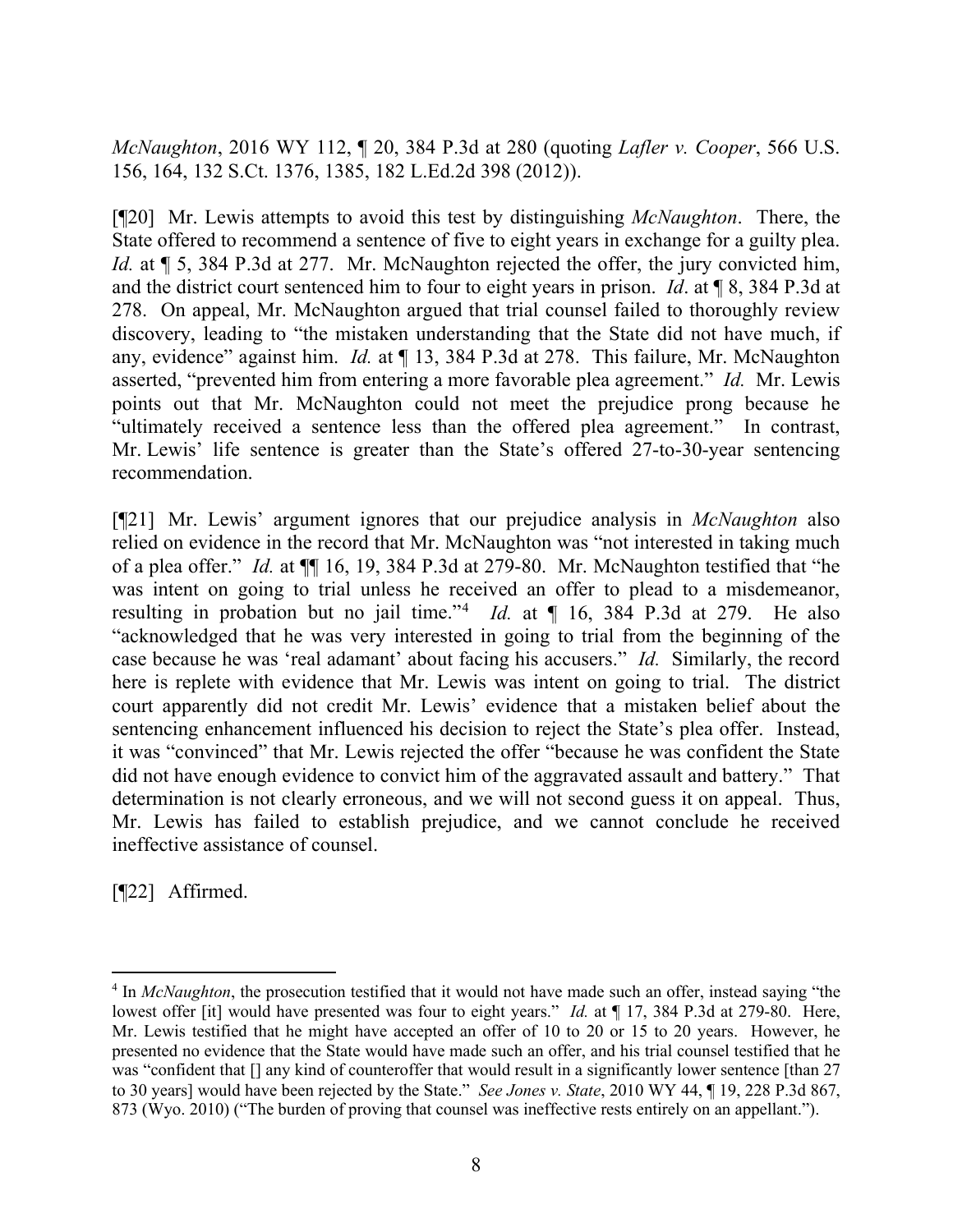*McNaughton*, 2016 WY 112, ¶ 20, 384 P.3d at 280 (quoting *Lafler v. Cooper*, 566 U.S. 156, 164, 132 S.Ct. 1376, 1385, 182 L.Ed.2d 398 (2012)).

[¶20] Mr. Lewis attempts to avoid this test by distinguishing *McNaughton*. There, the State offered to recommend a sentence of five to eight years in exchange for a guilty plea. *Id.* at ¶ 5, 384 P.3d at 277. Mr. McNaughton rejected the offer, the jury convicted him, and the district court sentenced him to four to eight years in prison. *Id*. at ¶ 8, 384 P.3d at 278. On appeal, Mr. McNaughton argued that trial counsel failed to thoroughly review discovery, leading to "the mistaken understanding that the State did not have much, if any, evidence" against him. *Id.* at ¶ 13, 384 P.3d at 278. This failure, Mr. McNaughton asserted, "prevented him from entering a more favorable plea agreement." *Id.* Mr. Lewis points out that Mr. McNaughton could not meet the prejudice prong because he "ultimately received a sentence less than the offered plea agreement." In contrast, Mr. Lewis' life sentence is greater than the State's offered 27-to-30-year sentencing recommendation.

[¶21] Mr. Lewis' argument ignores that our prejudice analysis in *McNaughton* also relied on evidence in the record that Mr. McNaughton was "not interested in taking much of a plea offer." *Id.* at ¶¶ 16, 19, 384 P.3d at 279-80. Mr. McNaughton testified that "he was intent on going to trial unless he received an offer to plead to a misdemeanor, resulting in probation but no jail time."[4] *Id.* at ¶ 16, 384 P.3d at 279. He also "acknowledged that he was very interested in going to trial from the beginning of the case because he was 'real adamant' about facing his accusers." *Id.* Similarly, the record here is replete with evidence that Mr. Lewis was intent on going to trial. The district court apparently did not credit Mr. Lewis' evidence that a mistaken belief about the sentencing enhancement influenced his decision to reject the State's plea offer. Instead, it was "convinced" that Mr. Lewis rejected the offer "because he was confident the State did not have enough evidence to convict him of the aggravated assault and battery." That determination is not clearly erroneous, and we will not second guess it on appeal. Thus, Mr. Lewis has failed to establish prejudice, and we cannot conclude he received ineffective assistance of counsel.

[¶22] Affirmed.

---

[4] In *McNaughton*, the prosecution testified that it would not have made such an offer, instead saying "the lowest offer [it] would have presented was four to eight years." *Id.* at ¶ 17, 384 P.3d at 279-80. Here, Mr. Lewis testified that he might have accepted an offer of 10 to 20 or 15 to 20 years. However, he presented no evidence that the State would have made such an offer, and his trial counsel testified that he was "confident that [] any kind of counteroffer that would result in a significantly lower sentence [than 27 to 30 years] would have been rejected by the State." *See Jones v. State*, 2010 WY 44, ¶ 19, 228 P.3d 867, 873 (Wyo. 2010) ("The burden of proving that counsel was ineffective rests entirely on an appellant.").